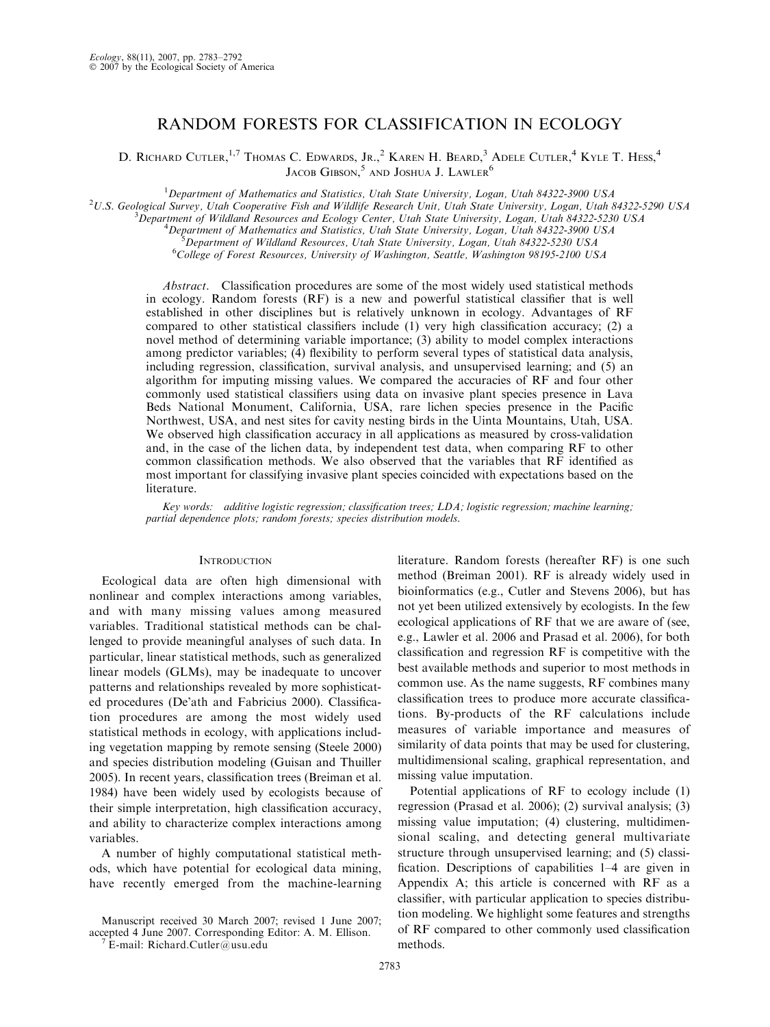# RANDOM FORESTS FOR CLASSIFICATION IN ECOLOGY

D. Richard Cutler,[1,7] Thomas C. Edwards, Jr.,[2] Karen H. Beard,[3] Adele Cutler,[4] Kyle T. Hess,[4] Jacob Gibson,[5] and Joshua J. Lawler[6]

[1]Department of Mathematics and Statistics, Utah State University, Logan, Utah 84322-3900 USA
[2]U.S. Geological Survey, Utah Cooperative Fish and Wildlife Research Unit, Utah State University, Logan, Utah 84322-5290 USA
[3]Department of Wildland Resources and Ecology Center, Utah State University, Logan, Utah 84322-5230 USA
[4]Department of Mathematics and Statistics, Utah State University, Logan, Utah 84322-3900 USA
[5]Department of Wildland Resources, Utah State University, Logan, Utah 84322-5230 USA
[6]College of Forest Resources, University of Washington, Seattle, Washington 98195-2100 USA

*Abstract*. Classification procedures are some of the most widely used statistical methods in ecology. Random forests (RF) is a new and powerful statistical classifier that is well established in other disciplines but is relatively unknown in ecology. Advantages of RF compared to other statistical classifiers include (1) very high classification accuracy; (2) a novel method of determining variable importance; (3) ability to model complex interactions among predictor variables; (4) flexibility to perform several types of statistical data analysis, including regression, classification, survival analysis, and unsupervised learning; and (5) an algorithm for imputing missing values. We compared the accuracies of RF and four other commonly used statistical classifiers using data on invasive plant species presence in Lava Beds National Monument, California, USA, rare lichen species presence in the Pacific Northwest, USA, and nest sites for cavity nesting birds in the Uinta Mountains, Utah, USA. We observed high classification accuracy in all applications as measured by cross-validation and, in the case of the lichen data, by independent test data, when comparing RF to other common classification methods. We also observed that the variables that RF identified as most important for classifying invasive plant species coincided with expectations based on the literature.

*Key words: additive logistic regression; classification trees; LDA; logistic regression; machine learning; partial dependence plots; random forests; species distribution models.*

## Introduction

Ecological data are often high dimensional with nonlinear and complex interactions among variables, and with many missing values among measured variables. Traditional statistical methods can be challenged to provide meaningful analyses of such data. In particular, linear statistical methods, such as generalized linear models (GLMs), may be inadequate to uncover patterns and relationships revealed by more sophisticated procedures (De'ath and Fabricius 2000). Classification procedures are among the most widely used statistical methods in ecology, with applications including vegetation mapping by remote sensing (Steele 2000) and species distribution modeling (Guisan and Thuiller 2005). In recent years, classification trees (Breiman et al. 1984) have been widely used by ecologists because of their simple interpretation, high classification accuracy, and ability to characterize complex interactions among variables.

A number of highly computational statistical methods, which have potential for ecological data mining, have recently emerged from the machine-learning literature. Random forests (hereafter RF) is one such method (Breiman 2001). RF is already widely used in bioinformatics (e.g., Cutler and Stevens 2006), but has not yet been utilized extensively by ecologists. In the few ecological applications of RF that we are aware of (see, e.g., Lawler et al. 2006 and Prasad et al. 2006), for both classification and regression RF is competitive with the best available methods and superior to most methods in common use. As the name suggests, RF combines many classification trees to produce more accurate classifications. By-products of the RF calculations include measures of variable importance and measures of similarity of data points that may be used for clustering, multidimensional scaling, graphical representation, and missing value imputation.

Potential applications of RF to ecology include (1) regression (Prasad et al. 2006); (2) survival analysis; (3) missing value imputation; (4) clustering, multidimensional scaling, and detecting general multivariate structure through unsupervised learning; and (5) classification. Descriptions of capabilities 1–4 are given in Appendix A; this article is concerned with RF as a classifier, with particular application to species distribution modeling. We highlight some features and strengths of RF compared to other commonly used classification methods.

Manuscript received 30 March 2007; revised 1 June 2007; accepted 4 June 2007. Corresponding Editor: A. M. Ellison.
[7] E-mail: Richard.Cutler@usu.edu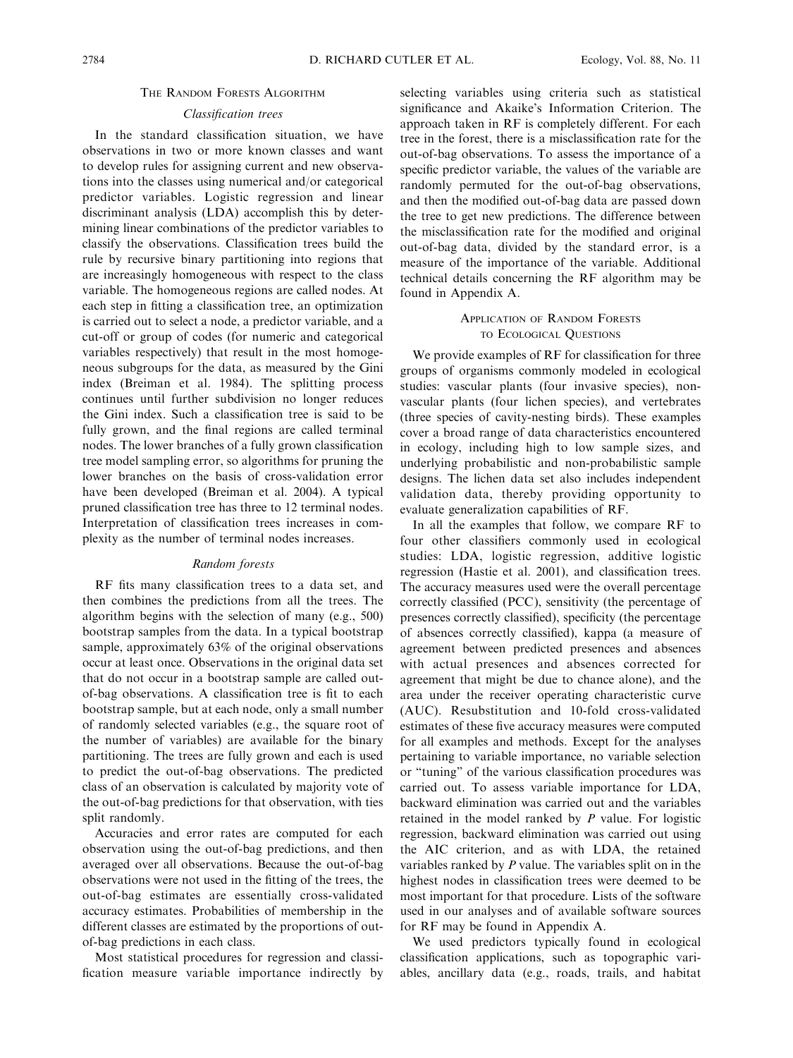## The Random Forests Algorithm

### *Classification trees*

In the standard classification situation, we have observations in two or more known classes and want to develop rules for assigning current and new observations into the classes using numerical and/or categorical predictor variables. Logistic regression and linear discriminant analysis (LDA) accomplish this by determining linear combinations of the predictor variables to classify the observations. Classification trees build the rule by recursive binary partitioning into regions that are increasingly homogeneous with respect to the class variable. The homogeneous regions are called nodes. At each step in fitting a classification tree, an optimization is carried out to select a node, a predictor variable, and a cut-off or group of codes (for numeric and categorical variables respectively) that result in the most homogeneous subgroups for the data, as measured by the Gini index (Breiman et al. 1984). The splitting process continues until further subdivision no longer reduces the Gini index. Such a classification tree is said to be fully grown, and the final regions are called terminal nodes. The lower branches of a fully grown classification tree model sampling error, so algorithms for pruning the lower branches on the basis of cross-validation error have been developed (Breiman et al. 2004). A typical pruned classification tree has three to 12 terminal nodes. Interpretation of classification trees increases in complexity as the number of terminal nodes increases.

### *Random forests*

RF fits many classification trees to a data set, and then combines the predictions from all the trees. The algorithm begins with the selection of many (e.g., 500) bootstrap samples from the data. In a typical bootstrap sample, approximately 63% of the original observations occur at least once. Observations in the original data set that do not occur in a bootstrap sample are called out-of-bag observations. A classification tree is fit to each bootstrap sample, but at each node, only a small number of randomly selected variables (e.g., the square root of the number of variables) are available for the binary partitioning. The trees are fully grown and each is used to predict the out-of-bag observations. The predicted class of an observation is calculated by majority vote of the out-of-bag predictions for that observation, with ties split randomly.

Accuracies and error rates are computed for each observation using the out-of-bag predictions, and then averaged over all observations. Because the out-of-bag observations were not used in the fitting of the trees, the out-of-bag estimates are essentially cross-validated accuracy estimates. Probabilities of membership in the different classes are estimated by the proportions of out-of-bag predictions in each class.

Most statistical procedures for regression and classification measure variable importance indirectly by selecting variables using criteria such as statistical significance and Akaike's Information Criterion. The approach taken in RF is completely different. For each tree in the forest, there is a misclassification rate for the out-of-bag observations. To assess the importance of a specific predictor variable, the values of the variable are randomly permuted for the out-of-bag observations, and then the modified out-of-bag data are passed down the tree to get new predictions. The difference between the misclassification rate for the modified and original out-of-bag data, divided by the standard error, is a measure of the importance of the variable. Additional technical details concerning the RF algorithm may be found in Appendix A.

## Application of Random Forests to Ecological Questions

We provide examples of RF for classification for three groups of organisms commonly modeled in ecological studies: vascular plants (four invasive species), nonvascular plants (four lichen species), and vertebrates (three species of cavity-nesting birds). These examples cover a broad range of data characteristics encountered in ecology, including high to low sample sizes, and underlying probabilistic and non-probabilistic sample designs. The lichen data set also includes independent validation data, thereby providing opportunity to evaluate generalization capabilities of RF.

In all the examples that follow, we compare RF to four other classifiers commonly used in ecological studies: LDA, logistic regression, additive logistic regression (Hastie et al. 2001), and classification trees. The accuracy measures used were the overall percentage correctly classified (PCC), sensitivity (the percentage of presences correctly classified), specificity (the percentage of absences correctly classified), kappa (a measure of agreement between predicted presences and absences with actual presences and absences corrected for agreement that might be due to chance alone), and the area under the receiver operating characteristic curve (AUC). Resubstitution and 10-fold cross-validated estimates of these five accuracy measures were computed for all examples and methods. Except for the analyses pertaining to variable importance, no variable selection or "tuning" of the various classification procedures was carried out. To assess variable importance for LDA, backward elimination was carried out and the variables retained in the model ranked by $P$ value. For logistic regression, backward elimination was carried out using the AIC criterion, and as with LDA, the retained variables ranked by $P$ value. The variables split on in the highest nodes in classification trees were deemed to be most important for that procedure. Lists of the software used in our analyses and of available software sources for RF may be found in Appendix A.

We used predictors typically found in ecological classification applications, such as topographic variables, ancillary data (e.g., roads, trails, and habitat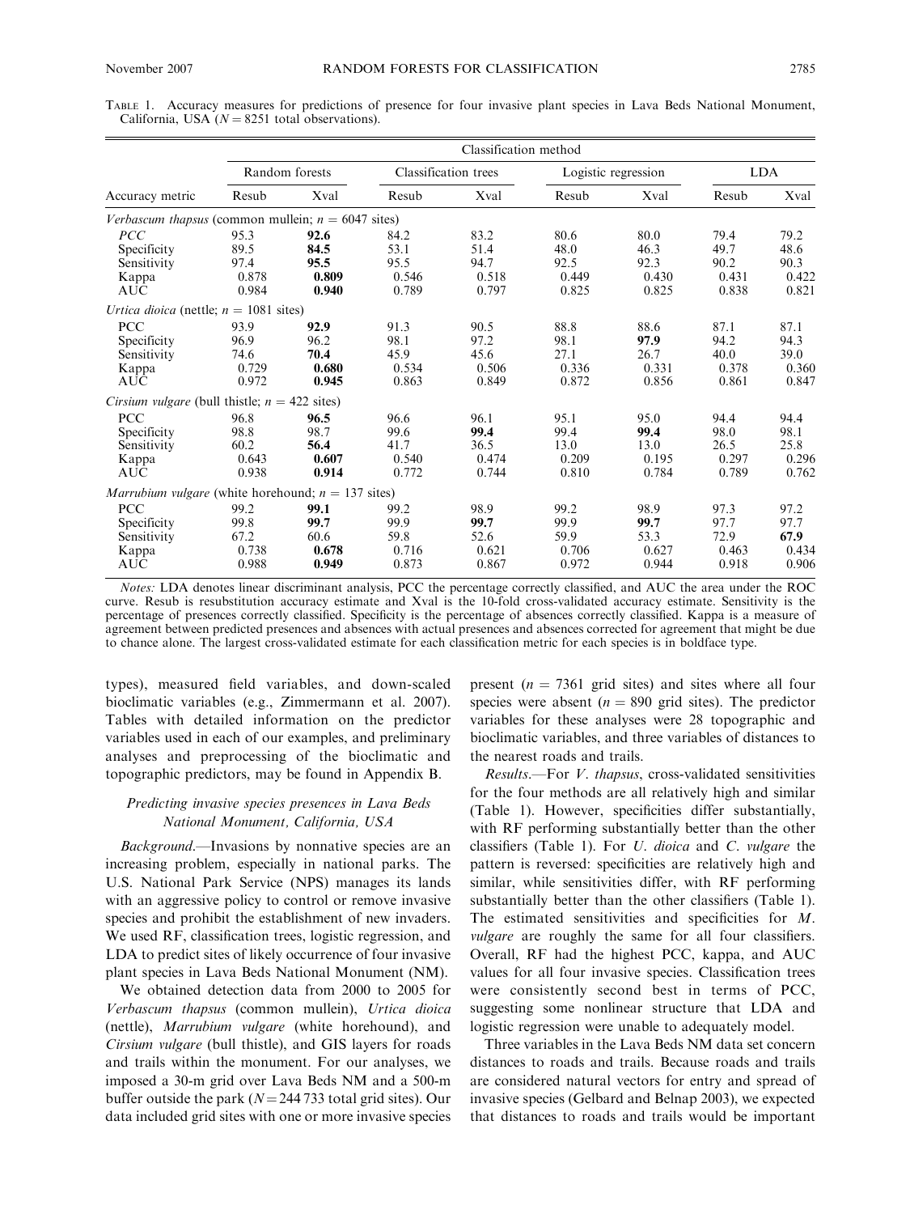Table 1. Accuracy measures for predictions of presence for four invasive plant species in Lava Beds National Monument, California, USA ($N = 8251$ total observations).

| Accuracy metric | Random forests | | Classification trees | | Logistic regression | | LDA | |
|---|---|---|---|---|---|---|---|---|
| | Resub | Xval | Resub | Xval | Resub | Xval | Resub | Xval |
| *Verbascum thapsus* (common mullein; $n = 6047$ sites) | | | | | | | | |
| PCC | 95.3 | **92.6** | 84.2 | 83.2 | 80.6 | 80.0 | 79.4 | 79.2 |
| Specificity | 89.5 | **84.5** | 53.1 | 51.4 | 48.0 | 46.3 | 49.7 | 48.6 |
| Sensitivity | 97.4 | **95.5** | 95.5 | 94.7 | 92.5 | 92.3 | 90.2 | 90.3 |
| Kappa | 0.878 | **0.809** | 0.546 | 0.518 | 0.449 | 0.430 | 0.431 | 0.422 |
| AUC | 0.984 | **0.940** | 0.789 | 0.797 | 0.825 | 0.825 | 0.838 | 0.821 |
| *Urtica dioica* (nettle; $n = 1081$ sites) | | | | | | | | |
| PCC | 93.9 | **92.9** | 91.3 | 90.5 | 88.8 | 88.6 | 87.1 | 87.1 |
| Specificity | 96.9 | 96.2 | 98.1 | 97.2 | 98.1 | **97.9** | 94.2 | 94.3 |
| Sensitivity | 74.6 | **70.4** | 45.9 | 45.6 | 27.1 | 26.7 | 40.0 | 39.0 |
| Kappa | 0.729 | **0.680** | 0.534 | 0.506 | 0.336 | 0.331 | 0.378 | 0.360 |
| AUC | 0.972 | **0.945** | 0.863 | 0.849 | 0.872 | 0.856 | 0.861 | 0.847 |
| *Cirsium vulgare* (bull thistle; $n = 422$ sites) | | | | | | | | |
| PCC | 96.8 | **96.5** | 96.6 | 96.1 | 95.1 | 95.0 | 94.4 | 94.4 |
| Specificity | 98.8 | 98.7 | 99.6 | **99.4** | 99.4 | **99.4** | 98.0 | 98.1 |
| Sensitivity | 60.2 | **56.4** | 41.7 | 36.5 | 13.0 | 13.0 | 26.5 | 25.8 |
| Kappa | 0.643 | **0.607** | 0.540 | 0.474 | 0.209 | 0.195 | 0.297 | 0.296 |
| AUC | 0.938 | **0.914** | 0.772 | 0.744 | 0.810 | 0.784 | 0.789 | 0.762 |
| *Marrubium vulgare* (white horehound; $n = 137$ sites) | | | | | | | | |
| PCC | 99.2 | **99.1** | 99.2 | 98.9 | 99.2 | 98.9 | 97.3 | 97.2 |
| Specificity | 99.8 | **99.7** | 99.9 | **99.7** | 99.9 | **99.7** | 97.7 | 97.7 |
| Sensitivity | 67.2 | 60.6 | 59.8 | 52.6 | 59.9 | 53.3 | 72.9 | **67.9** |
| Kappa | 0.738 | **0.678** | 0.716 | 0.621 | 0.706 | 0.627 | 0.463 | 0.434 |
| AUC | 0.988 | **0.949** | 0.873 | 0.867 | 0.972 | 0.944 | 0.918 | 0.906 |

*Notes:* LDA denotes linear discriminant analysis, PCC the percentage correctly classified, and AUC the area under the ROC curve. Resub is resubstitution accuracy estimate and Xval is the 10-fold cross-validated accuracy estimate. Sensitivity is the percentage of presences correctly classified. Specificity is the percentage of absences correctly classified. Kappa is a measure of agreement between predicted presences and absences with actual presences and absences corrected for agreement that might be due to chance alone. The largest cross-validated estimate for each classification metric for each species is in boldface type.

types), measured field variables, and down-scaled bioclimatic variables (e.g., Zimmermann et al. 2007). Tables with detailed information on the predictor variables used in each of our examples, and preliminary analyses and preprocessing of the bioclimatic and topographic predictors, may be found in Appendix B.

### *Predicting invasive species presences in Lava Beds National Monument, California, USA*

*Background.*—Invasions by nonnative species are an increasing problem, especially in national parks. The U.S. National Park Service (NPS) manages its lands with an aggressive policy to control or remove invasive species and prohibit the establishment of new invaders. We used RF, classification trees, logistic regression, and LDA to predict sites of likely occurrence of four invasive plant species in Lava Beds National Monument (NM).

We obtained detection data from 2000 to 2005 for *Verbascum thapsus* (common mullein), *Urtica dioica* (nettle), *Marrubium vulgare* (white horehound), and *Cirsium vulgare* (bull thistle), and GIS layers for roads and trails within the monument. For our analyses, we imposed a 30-m grid over Lava Beds NM and a 500-m buffer outside the park ($N = 244\,733$ total grid sites). Our data included grid sites with one or more invasive species present ($n = 7361$ grid sites) and sites where all four species were absent ($n = 890$ grid sites). The predictor variables for these analyses were 28 topographic and bioclimatic variables, and three variables of distances to the nearest roads and trails.

*Results.*—For *V. thapsus*, cross-validated sensitivities for the four methods are all relatively high and similar (Table 1). However, specificities differ substantially, with RF performing substantially better than the other classifiers (Table 1). For *U. dioica* and *C. vulgare* the pattern is reversed: specificities are relatively high and similar, while sensitivities differ, with RF performing substantially better than the other classifiers (Table 1). The estimated sensitivities and specificities for *M. vulgare* are roughly the same for all four classifiers. Overall, RF had the highest PCC, kappa, and AUC values for all four invasive species. Classification trees were consistently second best in terms of PCC, suggesting some nonlinear structure that LDA and logistic regression were unable to adequately model.

Three variables in the Lava Beds NM data set concern distances to roads and trails. Because roads and trails are considered natural vectors for entry and spread of invasive species (Gelbard and Belnap 2003), we expected that distances to roads and trails would be important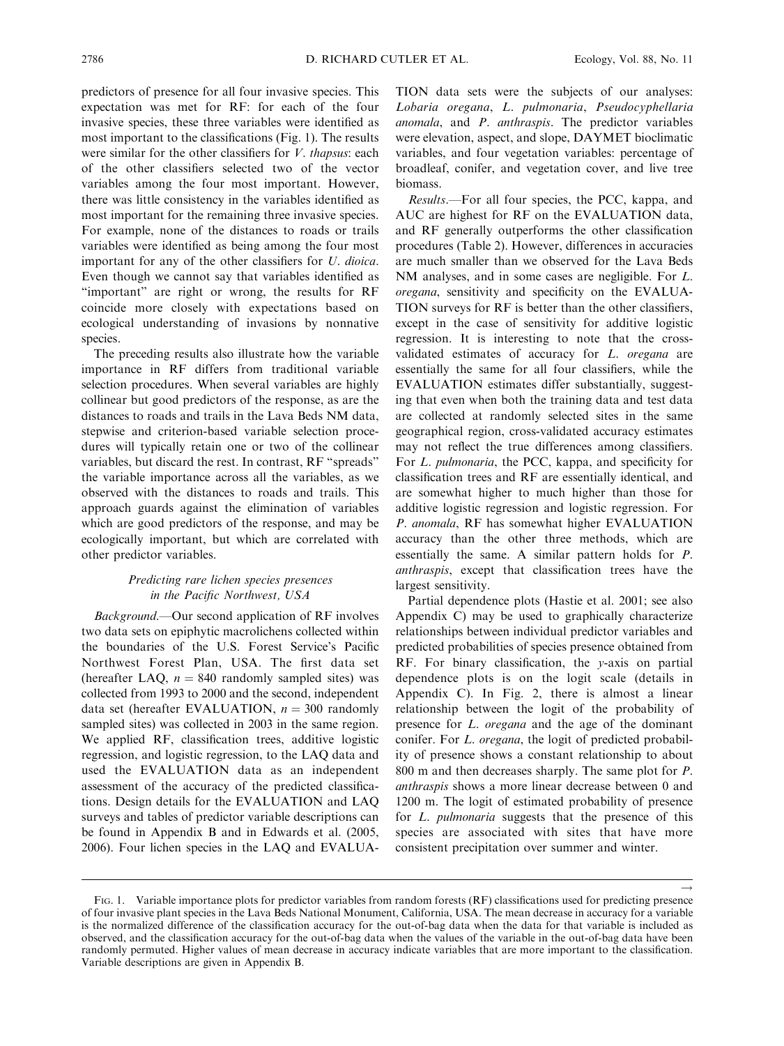predictors of presence for all four invasive species. This expectation was met for RF: for each of the four invasive species, these three variables were identified as most important to the classifications (Fig. 1). The results were similar for the other classifiers for *V. thapsus*: each of the other classifiers selected two of the vector variables among the four most important. However, there was little consistency in the variables identified as most important for the remaining three invasive species. For example, none of the distances to roads or trails variables were identified as being among the four most important for any of the other classifiers for *U. dioica*. Even though we cannot say that variables identified as "important" are right or wrong, the results for RF coincide more closely with expectations based on ecological understanding of invasions by nonnative species.

The preceding results also illustrate how the variable importance in RF differs from traditional variable selection procedures. When several variables are highly collinear but good predictors of the response, as are the distances to roads and trails in the Lava Beds NM data, stepwise and criterion-based variable selection procedures will typically retain one or two of the collinear variables, but discard the rest. In contrast, RF "spreads" the variable importance across all the variables, as we observed with the distances to roads and trails. This approach guards against the elimination of variables which are good predictors of the response, and may be ecologically important, but which are correlated with other predictor variables.

### *Predicting rare lichen species presences in the Pacific Northwest, USA*

*Background*.—Our second application of RF involves two data sets on epiphytic macrolichens collected within the boundaries of the U.S. Forest Service's Pacific Northwest Forest Plan, USA. The first data set (hereafter LAQ, $n = 840$ randomly sampled sites) was collected from 1993 to 2000 and the second, independent data set (hereafter EVALUATION, $n = 300$ randomly sampled sites) was collected in 2003 in the same region. We applied RF, classification trees, additive logistic regression, and logistic regression, to the LAQ data and used the EVALUATION data as an independent assessment of the accuracy of the predicted classifications. Design details for the EVALUATION and LAQ surveys and tables of predictor variable descriptions can be found in Appendix B and in Edwards et al. (2005, 2006). Four lichen species in the LAQ and EVALUATION data sets were the subjects of our analyses: *Lobaria oregana*, *L. pulmonaria*, *Pseudocyphellaria anomala*, and *P. anthraspis*. The predictor variables were elevation, aspect, and slope, DAYMET bioclimatic variables, and four vegetation variables: percentage of broadleaf, conifer, and vegetation cover, and live tree biomass.

*Results*.—For all four species, the PCC, kappa, and AUC are highest for RF on the EVALUATION data, and RF generally outperforms the other classification procedures (Table 2). However, differences in accuracies are much smaller than we observed for the Lava Beds NM analyses, and in some cases are negligible. For *L. oregana*, sensitivity and specificity on the EVALUATION surveys for RF is better than the other classifiers, except in the case of sensitivity for additive logistic regression. It is interesting to note that the cross-validated estimates of accuracy for *L. oregana* are essentially the same for all four classifiers, while the EVALUATION estimates differ substantially, suggesting that even when both the training data and test data are collected at randomly selected sites in the same geographical region, cross-validated accuracy estimates may not reflect the true differences among classifiers. For *L. pulmonaria*, the PCC, kappa, and specificity for classification trees and RF are essentially identical, and are somewhat higher to much higher than those for additive logistic regression and logistic regression. For *P. anomala*, RF has somewhat higher EVALUATION accuracy than the other three methods, which are essentially the same. A similar pattern holds for *P. anthraspis*, except that classification trees have the largest sensitivity.

Partial dependence plots (Hastie et al. 2001; see also Appendix C) may be used to graphically characterize relationships between individual predictor variables and predicted probabilities of species presence obtained from RF. For binary classification, the *y*-axis on partial dependence plots is on the logit scale (details in Appendix C). In Fig. 2, there is almost a linear relationship between the logit of the probability of presence for *L. oregana* and the age of the dominant conifer. For *L. oregana*, the logit of predicted probability of presence shows a constant relationship to about 800 m and then decreases sharply. The same plot for *P. anthraspis* shows a more linear decrease between 0 and 1200 m. The logit of estimated probability of presence for *L. pulmonaria* suggests that the presence of this species are associated with sites that have more consistent precipitation over summer and winter.

FIG. 1. Variable importance plots for predictor variables from random forests (RF) classifications used for predicting presence of four invasive plant species in the Lava Beds National Monument, California, USA. The mean decrease in accuracy for a variable is the normalized difference of the classification accuracy for the out-of-bag data when the data for that variable is included as observed, and the classification accuracy for the out-of-bag data when the values of the variable in the out-of-bag data have been randomly permuted. Higher values of mean decrease in accuracy indicate variables that are more important to the classification. Variable descriptions are given in Appendix B.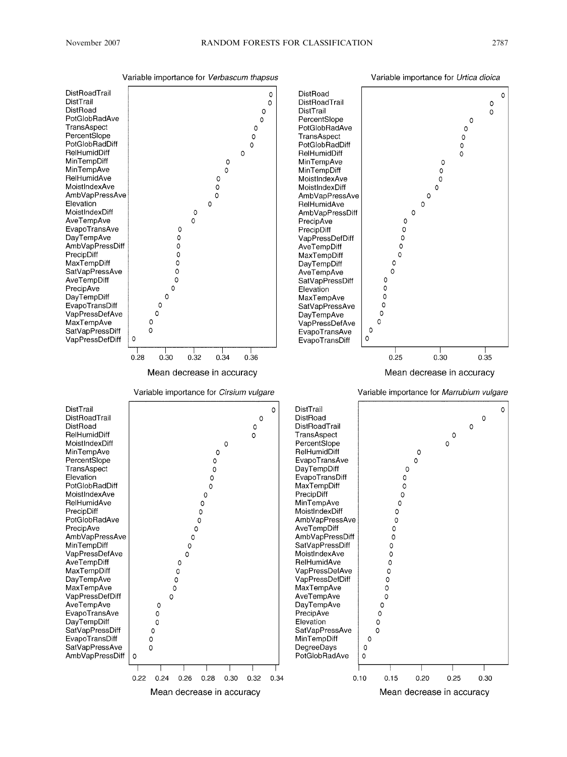Variable importance for *Verbascum thapsus*

DistRoadTrail
DistTrail
DistRoad
PotGlobRadAve
TransAspect
PercentSlope
PotGlobRadDiff
RelHumidDiff
MinTempDiff
MinTempAve
RelHumidAve
MoistIndexAve
AmbVapPressAve
Elevation
MoistIndexDiff
AveTempAve
EvapoTransAve
DayTempAve
AmbVapPressDiff
PrecipDiff
MaxTempDiff
SatVapPressAve
AveTempDiff
PrecipAve
DayTempDiff
EvapoTransDiff
VapPressDefAve
MaxTempAve
SatVapPressDiff
VapPressDefDiff

0.28 0.30 0.32 0.34 0.36

Mean decrease in accuracy

Variable importance for *Urtica dioica*

DistRoad
DistRoadTrail
DistTrail
PercentSlope
PotGlobRadAve
TransAspect
PotGlobRadDiff
RelHumidDiff
MinTempAve
MinTempDiff
MoistIndexAve
MoistIndexDiff
AmbVapPressAve
RelHumidAve
AmbVapPressDiff
PrecipAve
PrecipDiff
VapPressDefDiff
AveTempDiff
MaxTempDiff
DayTempDiff
AveTempAve
SatVapPressDiff
Elevation
MaxTempAve
SatVapPressAve
DayTempAve
VapPressDefAve
EvapoTransAve
EvapoTransDiff

0.25 0.30 0.35

Mean decrease in accuracy

Variable importance for *Cirsium vulgare*

DistTrail
DistRoadTrail
DistRoad
RelHumidDiff
MoistIndexDiff
MinTempAve
PercentSlope
TransAspect
Elevation
PotGlobRadDiff
MoistIndexAve
RelHumidAve
PrecipDiff
PotGlobRadAve
PrecipAve
AmbVapPressAve
MinTempDiff
VapPressDefAve
AveTempDiff
MaxTempDiff
DayTempAve
MaxTempAve
VapPressDefDiff
AveTempAve
EvapoTransAve
DayTempDiff
SatVapPressDiff
EvapoTransDiff
SatVapPressAve
AmbVapPressDiff

0.22 0.24 0.26 0.28 0.30 0.32 0.34

Mean decrease in accuracy

Variable importance for *Marrubium vulgare*

DistTrail
DistRoad
DistRoadTrail
TransAspect
PercentSlope
RelHumidDiff
EvapoTransAve
DayTempDiff
EvapoTransDiff
MaxTempDiff
PrecipDiff
MinTempAve
MoistIndexDiff
AmbVapPressAve
AveTempDiff
AmbVapPressDiff
SatVapPressDiff
MoistIndexAve
RelHumidAve
VapPressDefAve
VapPressDefDiff
MaxTempAve
AveTempAve
DayTempAve
PrecipAve
Elevation
SatVapPressAve
MinTempDiff
DegreeDays
PotGlobRadAve

0.10 0.15 0.20 0.25 0.30

Mean decrease in accuracy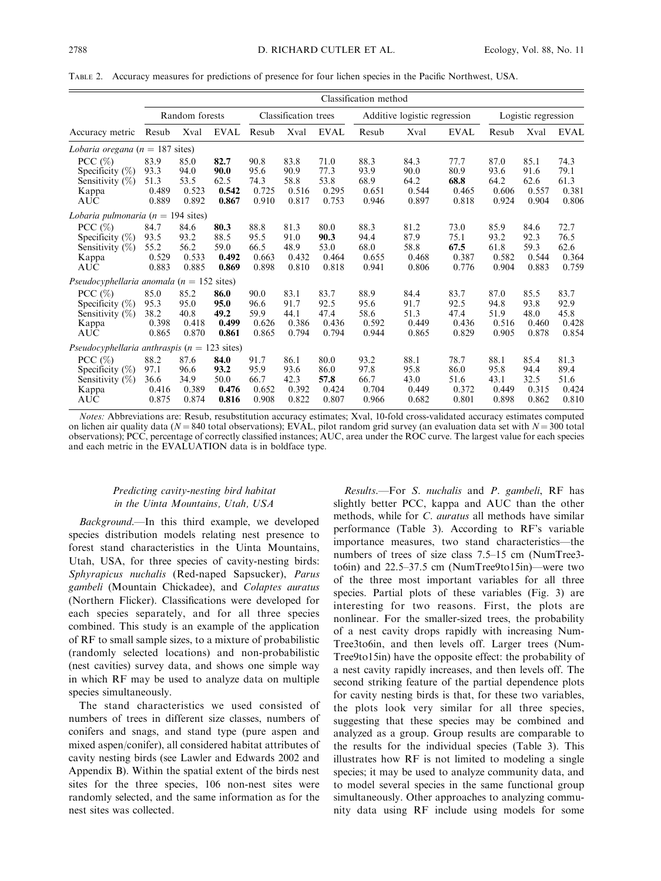TABLE 2. Accuracy measures for predictions of presence for four lichen species in the Pacific Northwest, USA.

| | Classification method | | | | | | | | | | | |
|---|---|---|---|---|---|---|---|---|---|---|---|---|
| | Random forests | | | Classification trees | | | Additive logistic regression | | | Logistic regression | | |
| Accuracy metric | Resub | Xval | EVAL | Resub | Xval | EVAL | Resub | Xval | EVAL | Resub | Xval | EVAL |
| *Lobaria oregana* ($n$ = 187 sites) | | | | | | | | | | | | |
| PCC (%) | 83.9 | 85.0 | **82.7** | 90.8 | 83.8 | 71.0 | 88.3 | 84.3 | 77.7 | 87.0 | 85.1 | 74.3 |
| Specificity (%) | 93.3 | 94.0 | **90.0** | 95.6 | 90.9 | 77.3 | 93.9 | 90.0 | 80.9 | 93.6 | 91.6 | 79.1 |
| Sensitivity (%) | 51.3 | 53.5 | 62.5 | 74.3 | 58.8 | 53.8 | 68.9 | 64.2 | **68.8** | 64.2 | 62.6 | 61.3 |
| Kappa | 0.489 | 0.523 | **0.542** | 0.725 | 0.516 | 0.295 | 0.651 | 0.544 | 0.465 | 0.606 | 0.557 | 0.381 |
| AUC | 0.889 | 0.892 | **0.867** | 0.910 | 0.817 | 0.753 | 0.946 | 0.897 | 0.818 | 0.924 | 0.904 | 0.806 |
| *Lobaria pulmonaria* ($n$ = 194 sites) | | | | | | | | | | | | |
| PCC (%) | 84.7 | 84.6 | **80.3** | 88.8 | 81.3 | 80.0 | 88.3 | 81.2 | 73.0 | 85.9 | 84.6 | 72.7 |
| Specificity (%) | 93.5 | 93.2 | 88.5 | 95.5 | 91.0 | **90.3** | 94.4 | 87.9 | 75.1 | 93.2 | 92.3 | 76.5 |
| Sensitivity (%) | 55.2 | 56.2 | 59.0 | 66.5 | 48.9 | 53.0 | 68.0 | 58.8 | **67.5** | 61.8 | 59.3 | 62.6 |
| Kappa | 0.529 | 0.533 | **0.492** | 0.663 | 0.432 | 0.464 | 0.655 | 0.468 | 0.387 | 0.582 | 0.544 | 0.364 |
| AUC | 0.883 | 0.885 | **0.869** | 0.898 | 0.810 | 0.818 | 0.941 | 0.806 | 0.776 | 0.904 | 0.883 | 0.759 |
| *Pseudocyphellaria anomala* ($n$ = 152 sites) | | | | | | | | | | | | |
| PCC (%) | 85.0 | 85.2 | **86.0** | 90.0 | 83.1 | 83.7 | 88.9 | 84.4 | 83.7 | 87.0 | 85.5 | 83.7 |
| Specificity (%) | 95.3 | 95.0 | **95.0** | 96.6 | 91.7 | 92.5 | 95.6 | 91.7 | 92.5 | 94.8 | 93.8 | 92.9 |
| Sensitivity (%) | 38.2 | 40.8 | **49.2** | 59.9 | 44.1 | 47.4 | 58.6 | 51.3 | 47.4 | 51.9 | 48.0 | 45.8 |
| Kappa | 0.398 | 0.418 | **0.499** | 0.626 | 0.386 | 0.436 | 0.592 | 0.449 | 0.436 | 0.516 | 0.460 | 0.428 |
| AUC | 0.865 | 0.870 | **0.861** | 0.865 | 0.794 | 0.794 | 0.944 | 0.865 | 0.829 | 0.905 | 0.878 | 0.854 |
| *Pseudocyphellaria anthraspis* ($n$ = 123 sites) | | | | | | | | | | | | |
| PCC (%) | 88.2 | 87.6 | **84.0** | 91.7 | 86.1 | 80.0 | 93.2 | 88.1 | 78.7 | 88.1 | 85.4 | 81.3 |
| Specificity (%) | 97.1 | 96.6 | **93.2** | 95.9 | 93.6 | 86.0 | 97.8 | 95.8 | 86.0 | 95.8 | 94.4 | 89.4 |
| Sensitivity (%) | 36.6 | 34.9 | 50.0 | 66.7 | 42.3 | **57.8** | 66.7 | 43.0 | 51.6 | 43.1 | 32.5 | 51.6 |
| Kappa | 0.416 | 0.389 | **0.476** | 0.652 | 0.392 | 0.424 | 0.704 | 0.449 | 0.372 | 0.449 | 0.315 | 0.424 |
| AUC | 0.875 | 0.874 | **0.816** | 0.908 | 0.822 | 0.807 | 0.966 | 0.682 | 0.801 | 0.898 | 0.862 | 0.810 |

*Notes:* Abbreviations are: Resub, resubstitution accuracy estimates; Xval, 10-fold cross-validated accuracy estimates computed on lichen air quality data ($N$ = 840 total observations); EVAL, pilot random grid survey (an evaluation data set with $N$ = 300 total observations); PCC, percentage of correctly classified instances; AUC, area under the ROC curve. The largest value for each species and each metric in the EVALUATION data is in boldface type.

### Predicting cavity-nesting bird habitat in the Uinta Mountains, Utah, USA

*Background.*—In this third example, we developed species distribution models relating nest presence to forest stand characteristics in the Uinta Mountains, Utah, USA, for three species of cavity-nesting birds: *Sphyrapicus nuchalis* (Red-naped Sapsucker), *Parus gambeli* (Mountain Chickadee), and *Colaptes auratus* (Northern Flicker). Classifications were developed for each species separately, and for all three species combined. This study is an example of the application of RF to small sample sizes, to a mixture of probabilistic (randomly selected locations) and non-probabilistic (nest cavities) survey data, and shows one simple way in which RF may be used to analyze data on multiple species simultaneously.

The stand characteristics we used consisted of numbers of trees in different size classes, numbers of conifers and snags, and stand type (pure aspen and mixed aspen/conifer), all considered habitat attributes of cavity nesting birds (see Lawler and Edwards 2002 and Appendix B). Within the spatial extent of the birds nest sites for the three species, 106 non-nest sites were randomly selected, and the same information as for the nest sites was collected.

*Results.*—For *S. nuchalis* and *P. gambeli*, RF has slightly better PCC, kappa and AUC than the other methods, while for *C. auratus* all methods have similar performance (Table 3). According to RF's variable importance measures, two stand characteristics—the numbers of trees of size class 7.5–15 cm (NumTree3to6in) and 22.5–37.5 cm (NumTree9to15in)—were two of the three most important variables for all three species. Partial plots of these variables (Fig. 3) are interesting for two reasons. First, the plots are nonlinear. For the smaller-sized trees, the probability of a nest cavity drops rapidly with increasing NumTree3to6in, and then levels off. Larger trees (NumTree9to15in) have the opposite effect: the probability of a nest cavity rapidly increases, and then levels off. The second striking feature of the partial dependence plots for cavity nesting birds is that, for these two variables, the plots look very similar for all three species, suggesting that these species may be combined and analyzed as a group. Group results are comparable to the results for the individual species (Table 3). This illustrates how RF is not limited to modeling a single species; it may be used to analyze community data, and to model several species in the same functional group simultaneously. Other approaches to analyzing community data using RF include using models for some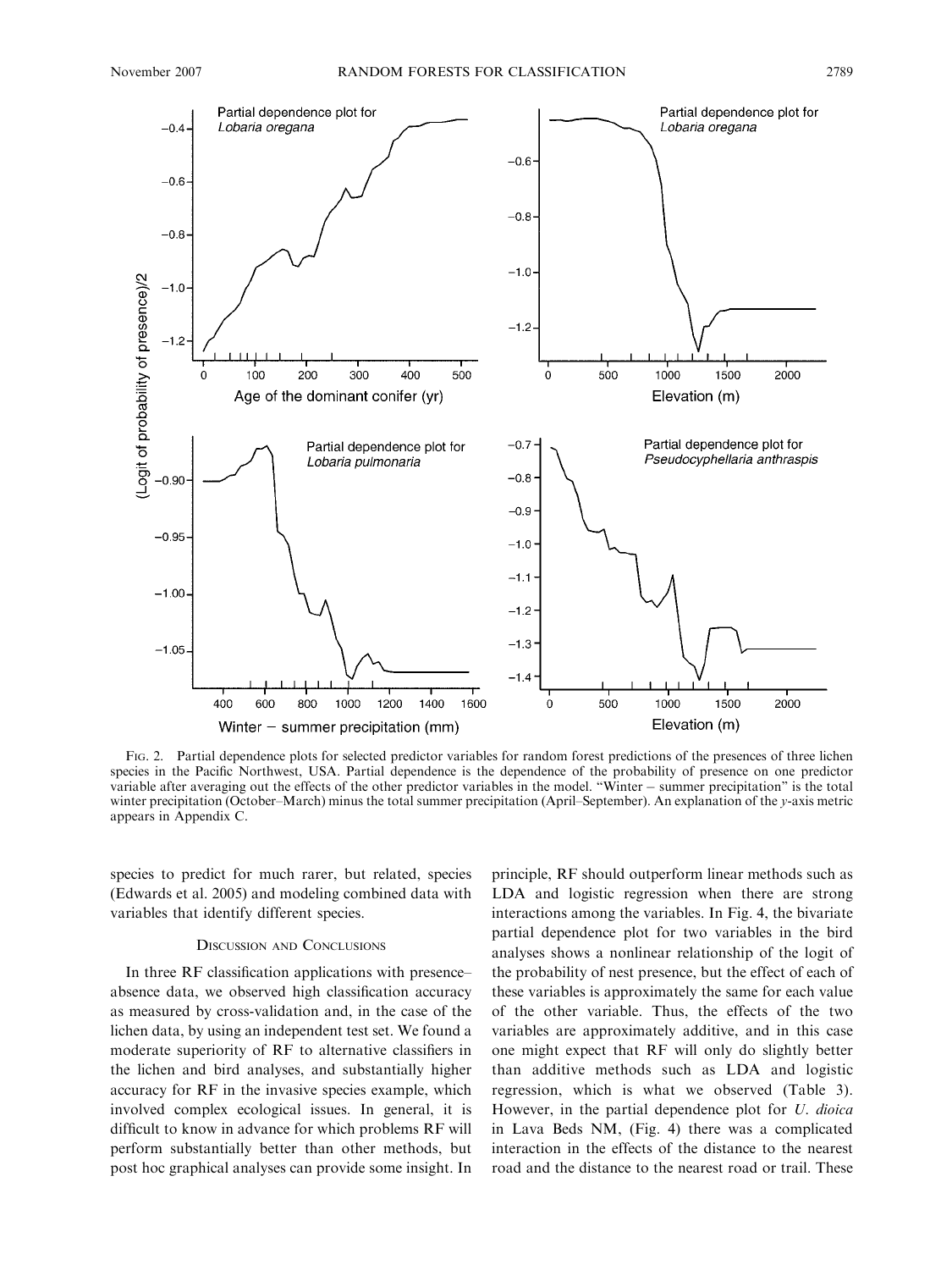Partial dependence plot for *Lobaria oregana*

−0.4
−0.6
−0.8
−1.0
−1.2

0 100 200 300 400 500

Age of the dominant conifer (yr)

(Logit of probability of presence)/2

Partial dependence plot for *Lobaria oregana*

−0.6
−0.8
−1.0
−1.2

0 500 1000 1500 2000

Elevation (m)

Partial dependence plot for *Lobaria pulmonaria*

−0.90
−0.95
−1.00
−1.05

400 600 800 1000 1200 1400 1600

Winter − summer precipitation (mm)

Partial dependence plot for *Pseudocyphellaria anthraspis*

−0.7
−0.8
−0.9
−1.0
−1.1
−1.2
−1.3
−1.4

0 500 1000 1500 2000

Elevation (m)

FIG. 2. Partial dependence plots for selected predictor variables for random forest predictions of the presences of three lichen species in the Pacific Northwest, USA. Partial dependence is the dependence of the probability of presence on one predictor variable after averaging out the effects of the other predictor variables in the model. "Winter – summer precipitation" is the total winter precipitation (October–March) minus the total summer precipitation (April–September). An explanation of the *y*-axis metric appears in Appendix C.

species to predict for much rarer, but related, species (Edwards et al. 2005) and modeling combined data with variables that identify different species.

## DISCUSSION AND CONCLUSIONS

In three RF classification applications with presence–absence data, we observed high classification accuracy as measured by cross-validation and, in the case of the lichen data, by using an independent test set. We found a moderate superiority of RF to alternative classifiers in the lichen and bird analyses, and substantially higher accuracy for RF in the invasive species example, which involved complex ecological issues. In general, it is difficult to know in advance for which problems RF will perform substantially better than other methods, but post hoc graphical analyses can provide some insight. In principle, RF should outperform linear methods such as LDA and logistic regression when there are strong interactions among the variables. In Fig. 4, the bivariate partial dependence plot for two variables in the bird analyses shows a nonlinear relationship of the logit of the probability of nest presence, but the effect of each of these variables is approximately the same for each value of the other variable. Thus, the effects of the two variables are approximately additive, and in this case one might expect that RF will only do slightly better than additive methods such as LDA and logistic regression, which is what we observed (Table 3). However, in the partial dependence plot for *U. dioica* in Lava Beds NM, (Fig. 4) there was a complicated interaction in the effects of the distance to the nearest road and the distance to the nearest road or trail. These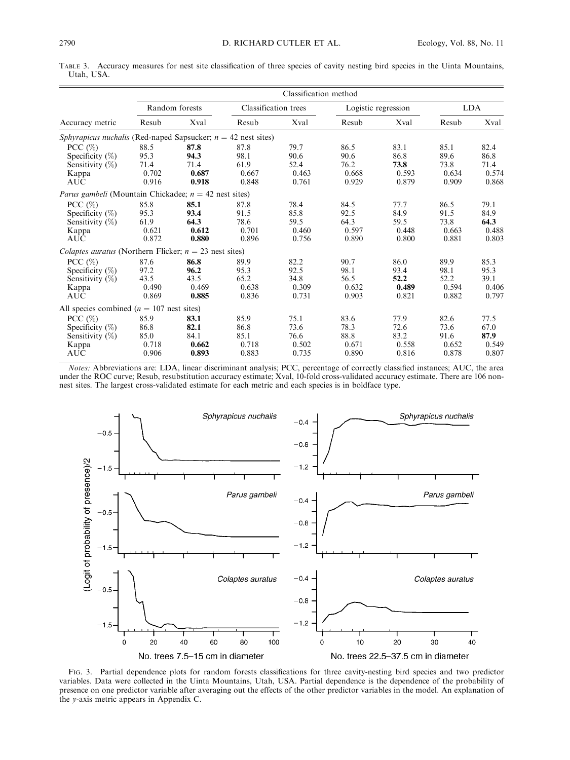TABLE 3. Accuracy measures for nest site classification of three species of cavity nesting bird species in the Uinta Mountains, Utah, USA.

| | Classification method | | | | | | | |
|---|---|---|---|---|---|---|---|---|
| | Random forests | | Classification trees | | Logistic regression | | LDA | |
| Accuracy metric | Resub | Xval | Resub | Xval | Resub | Xval | Resub | Xval |
| *Sphyrapicus nuchalis* (Red-naped Sapsucker; $n = 42$ nest sites) | | | | | | | | |
| PCC (%) | 88.5 | **87.8** | 87.8 | 79.7 | 86.5 | 83.1 | 85.1 | 82.4 |
| Specificity (%) | 95.3 | **94.3** | 98.1 | 90.6 | 90.6 | 86.8 | 89.6 | 86.8 |
| Sensitivity (%) | 71.4 | 71.4 | 61.9 | 52.4 | 76.2 | **73.8** | 73.8 | 71.4 |
| Kappa | 0.702 | **0.687** | 0.667 | 0.463 | 0.668 | 0.593 | 0.634 | 0.574 |
| AUC | 0.916 | **0.918** | 0.848 | 0.761 | 0.929 | 0.879 | 0.909 | 0.868 |
| *Parus gambeli* (Mountain Chickadee; $n = 42$ nest sites) | | | | | | | | |
| PCC (%) | 85.8 | **85.1** | 87.8 | 78.4 | 84.5 | 77.7 | 86.5 | 79.1 |
| Specificity (%) | 95.3 | **93.4** | 91.5 | 85.8 | 92.5 | 84.9 | 91.5 | 84.9 |
| Sensitivity (%) | 61.9 | **64.3** | 78.6 | 59.5 | 64.3 | 59.5 | 73.8 | **64.3** |
| Kappa | 0.621 | **0.612** | 0.701 | 0.460 | 0.597 | 0.448 | 0.663 | 0.488 |
| AUC | 0.872 | **0.880** | 0.896 | 0.756 | 0.890 | 0.800 | 0.881 | 0.803 |
| *Colaptes auratus* (Northern Flicker; $n = 23$ nest sites) | | | | | | | | |
| PCC (%) | 87.6 | **86.8** | 89.9 | 82.2 | 90.7 | 86.0 | 89.9 | 85.3 |
| Specificity (%) | 97.2 | **96.2** | 95.3 | 92.5 | 98.1 | 93.4 | 98.1 | 95.3 |
| Sensitivity (%) | 43.5 | 43.5 | 65.2 | 34.8 | 56.5 | **52.2** | 52.2 | 39.1 |
| Kappa | 0.490 | 0.469 | 0.638 | 0.309 | 0.632 | **0.489** | 0.594 | 0.406 |
| AUC | 0.869 | **0.885** | 0.836 | 0.731 | 0.903 | 0.821 | 0.882 | 0.797 |
| All species combined ($n = 107$ nest sites) | | | | | | | | |
| PCC (%) | 85.9 | **83.1** | 85.9 | 75.1 | 83.6 | 77.9 | 82.6 | 77.5 |
| Specificity (%) | 86.8 | **82.1** | 86.8 | 73.6 | 78.3 | 72.6 | 73.6 | 67.0 |
| Sensitivity (%) | 85.0 | 84.1 | 85.1 | 76.6 | 88.8 | 83.2 | 91.6 | **87.9** |
| Kappa | 0.718 | **0.662** | 0.718 | 0.502 | 0.671 | 0.558 | 0.652 | 0.549 |
| AUC | 0.906 | **0.893** | 0.883 | 0.735 | 0.890 | 0.816 | 0.878 | 0.807 |

*Notes:* Abbreviations are: LDA, linear discriminant analysis; PCC, percentage of correctly classified instances; AUC, the area under the ROC curve; Resub, resubstitution accuracy estimate; Xval, 10-fold cross-validated accuracy estimate. There are 106 non-nest sites. The largest cross-validated estimate for each metric and each species is in boldface type.

FIG. 3. Partial dependence plots for random forests classifications for three cavity-nesting bird species and two predictor variables. Data were collected in the Uinta Mountains, Utah, USA. Partial dependence is the dependence of the probability of presence on one predictor variable after averaging out the effects of the other predictor variables in the model. An explanation of the $y$-axis metric appears in Appendix C.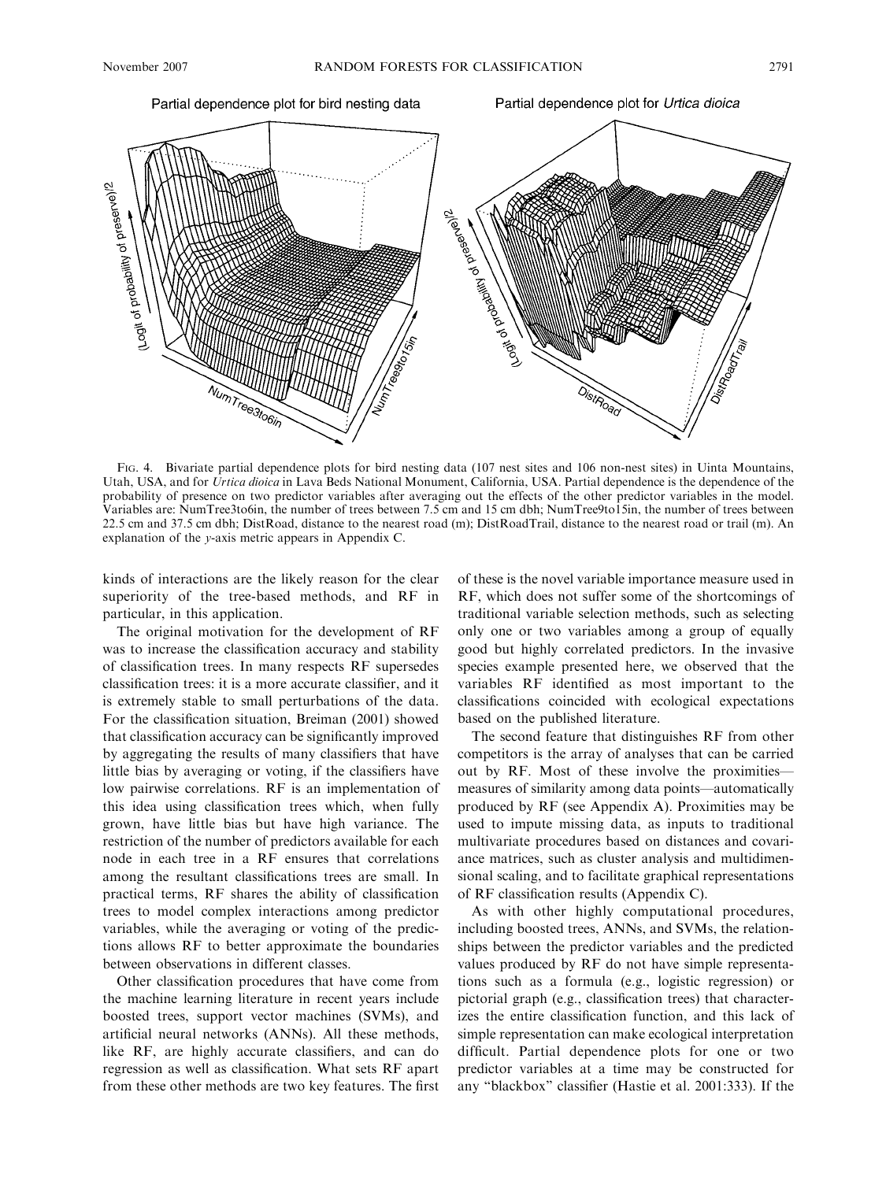FIG. 4. Bivariate partial dependence plots for bird nesting data (107 nest sites and 106 non-nest sites) in Uinta Mountains, Utah, USA, and for *Urtica dioica* in Lava Beds National Monument, California, USA. Partial dependence is the dependence of the probability of presence on two predictor variables after averaging out the effects of the other predictor variables in the model. Variables are: NumTree3to6in, the number of trees between 7.5 cm and 15 cm dbh; NumTree9to15in, the number of trees between 22.5 cm and 37.5 cm dbh; DistRoad, distance to the nearest road (m); DistRoadTrail, distance to the nearest road or trail (m). An explanation of the *y*-axis metric appears in Appendix C.

kinds of interactions are the likely reason for the clear superiority of the tree-based methods, and RF in particular, in this application.

The original motivation for the development of RF was to increase the classification accuracy and stability of classification trees. In many respects RF supersedes classification trees: it is a more accurate classifier, and it is extremely stable to small perturbations of the data. For the classification situation, Breiman (2001) showed that classification accuracy can be significantly improved by aggregating the results of many classifiers that have little bias by averaging or voting, if the classifiers have low pairwise correlations. RF is an implementation of this idea using classification trees which, when fully grown, have little bias but have high variance. The restriction of the number of predictors available for each node in each tree in a RF ensures that correlations among the resultant classifications trees are small. In practical terms, RF shares the ability of classification trees to model complex interactions among predictor variables, while the averaging or voting of the predictions allows RF to better approximate the boundaries between observations in different classes.

Other classification procedures that have come from the machine learning literature in recent years include boosted trees, support vector machines (SVMs), and artificial neural networks (ANNs). All these methods, like RF, are highly accurate classifiers, and can do regression as well as classification. What sets RF apart from these other methods are two key features. The first of these is the novel variable importance measure used in RF, which does not suffer some of the shortcomings of traditional variable selection methods, such as selecting only one or two variables among a group of equally good but highly correlated predictors. In the invasive species example presented here, we observed that the variables RF identified as most important to the classifications coincided with ecological expectations based on the published literature.

The second feature that distinguishes RF from other competitors is the array of analyses that can be carried out by RF. Most of these involve the proximities—measures of similarity among data points—automatically produced by RF (see Appendix A). Proximities may be used to impute missing data, as inputs to traditional multivariate procedures based on distances and covariance matrices, such as cluster analysis and multidimensional scaling, and to facilitate graphical representations of RF classification results (Appendix C).

As with other highly computational procedures, including boosted trees, ANNs, and SVMs, the relationships between the predictor variables and the predicted values produced by RF do not have simple representations such as a formula (e.g., logistic regression) or pictorial graph (e.g., classification trees) that characterizes the entire classification function, and this lack of simple representation can make ecological interpretation difficult. Partial dependence plots for one or two predictor variables at a time may be constructed for any "blackbox" classifier (Hastie et al. 2001:333). If the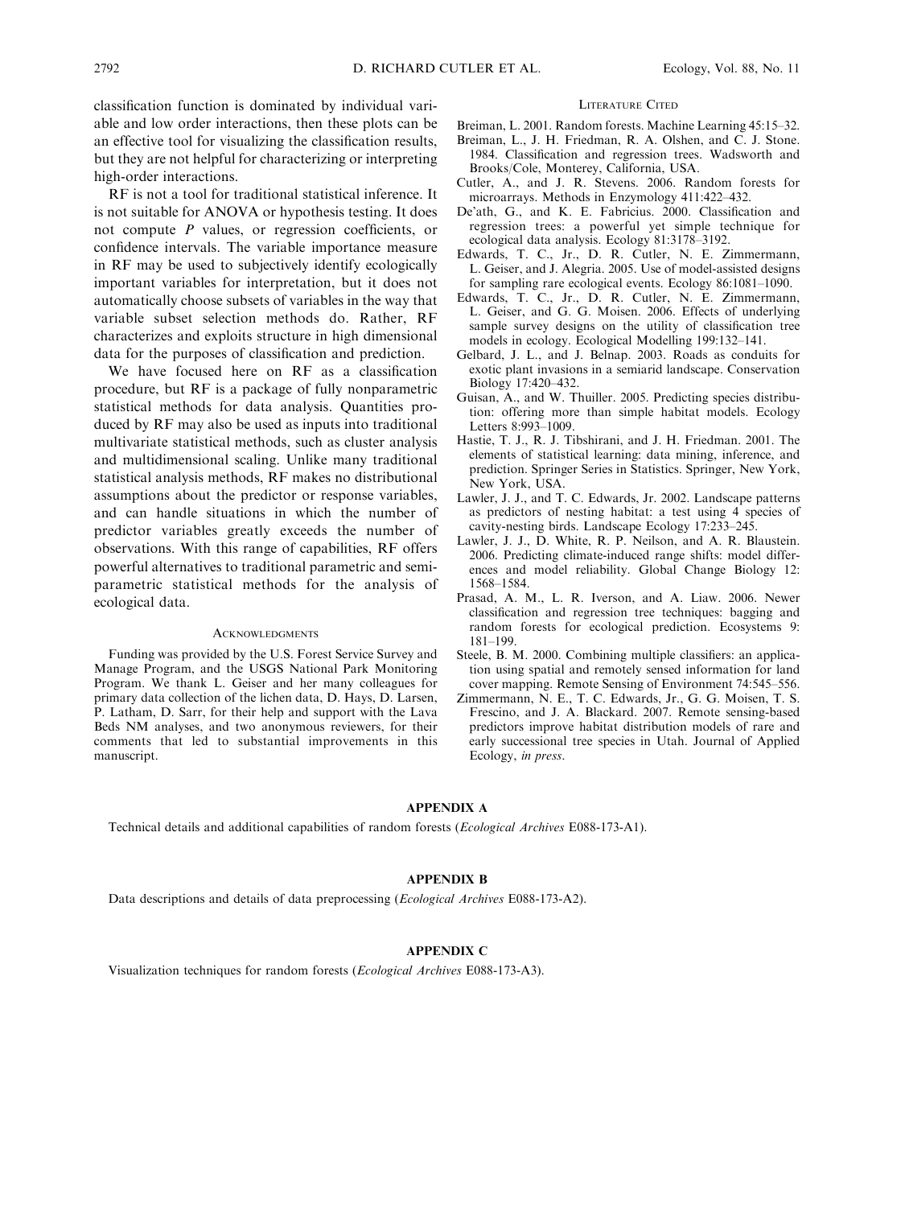classification function is dominated by individual variable and low order interactions, then these plots can be an effective tool for visualizing the classification results, but they are not helpful for characterizing or interpreting high-order interactions.

RF is not a tool for traditional statistical inference. It is not suitable for ANOVA or hypothesis testing. It does not compute $P$ values, or regression coefficients, or confidence intervals. The variable importance measure in RF may be used to subjectively identify ecologically important variables for interpretation, but it does not automatically choose subsets of variables in the way that variable subset selection methods do. Rather, RF characterizes and exploits structure in high dimensional data for the purposes of classification and prediction.

We have focused here on RF as a classification procedure, but RF is a package of fully nonparametric statistical methods for data analysis. Quantities produced by RF may also be used as inputs into traditional multivariate statistical methods, such as cluster analysis and multidimensional scaling. Unlike many traditional statistical analysis methods, RF makes no distributional assumptions about the predictor or response variables, and can handle situations in which the number of predictor variables greatly exceeds the number of observations. With this range of capabilities, RF offers powerful alternatives to traditional parametric and semi-parametric statistical methods for the analysis of ecological data.

## Acknowledgments

Funding was provided by the U.S. Forest Service Survey and Manage Program, and the USGS National Park Monitoring Program. We thank L. Geiser and her many colleagues for primary data collection of the lichen data, D. Hays, D. Larsen, P. Latham, D. Sarr, for their help and support with the Lava Beds NM analyses, and two anonymous reviewers, for their comments that led to substantial improvements in this manuscript.

## Literature Cited

Breiman, L. 2001. Random forests. Machine Learning 45:15–32.

Breiman, L., J. H. Friedman, R. A. Olshen, and C. J. Stone. 1984. Classification and regression trees. Wadsworth and Brooks/Cole, Monterey, California, USA.

Cutler, A., and J. R. Stevens. 2006. Random forests for microarrays. Methods in Enzymology 411:422–432.

De'ath, G., and K. E. Fabricius. 2000. Classification and regression trees: a powerful yet simple technique for ecological data analysis. Ecology 81:3178–3192.

Edwards, T. C., Jr., D. R. Cutler, N. E. Zimmermann, L. Geiser, and J. Alegria. 2005. Use of model-assisted designs for sampling rare ecological events. Ecology 86:1081–1090.

Edwards, T. C., Jr., D. R. Cutler, N. E. Zimmermann, L. Geiser, and G. G. Moisen. 2006. Effects of underlying sample survey designs on the utility of classification tree models in ecology. Ecological Modelling 199:132–141.

Gelbard, J. L., and J. Belnap. 2003. Roads as conduits for exotic plant invasions in a semiarid landscape. Conservation Biology 17:420–432.

Guisan, A., and W. Thuiller. 2005. Predicting species distribution: offering more than simple habitat models. Ecology Letters 8:993–1009.

Hastie, T. J., R. J. Tibshirani, and J. H. Friedman. 2001. The elements of statistical learning: data mining, inference, and prediction. Springer Series in Statistics. Springer, New York, New York, USA.

Lawler, J. J., and T. C. Edwards, Jr. 2002. Landscape patterns as predictors of nesting habitat: a test using 4 species of cavity-nesting birds. Landscape Ecology 17:233–245.

Lawler, J. J., D. White, R. P. Neilson, and A. R. Blaustein. 2006. Predicting climate-induced range shifts: model differences and model reliability. Global Change Biology 12: 1568–1584.

Prasad, A. M., L. R. Iverson, and A. Liaw. 2006. Newer classification and regression tree techniques: bagging and random forests for ecological prediction. Ecosystems 9: 181–199.

Steele, B. M. 2000. Combining multiple classifiers: an application using spatial and remotely sensed information for land cover mapping. Remote Sensing of Environment 74:545–556.

Zimmermann, N. E., T. C. Edwards, Jr., G. G. Moisen, T. S. Frescino, and J. A. Blackard. 2007. Remote sensing-based predictors improve habitat distribution models of rare and early successional tree species in Utah. Journal of Applied Ecology, *in press*.

## APPENDIX A

Technical details and additional capabilities of random forests (*Ecological Archives* E088-173-A1).

## APPENDIX B

Data descriptions and details of data preprocessing (*Ecological Archives* E088-173-A2).

## APPENDIX C

Visualization techniques for random forests (*Ecological Archives* E088-173-A3).